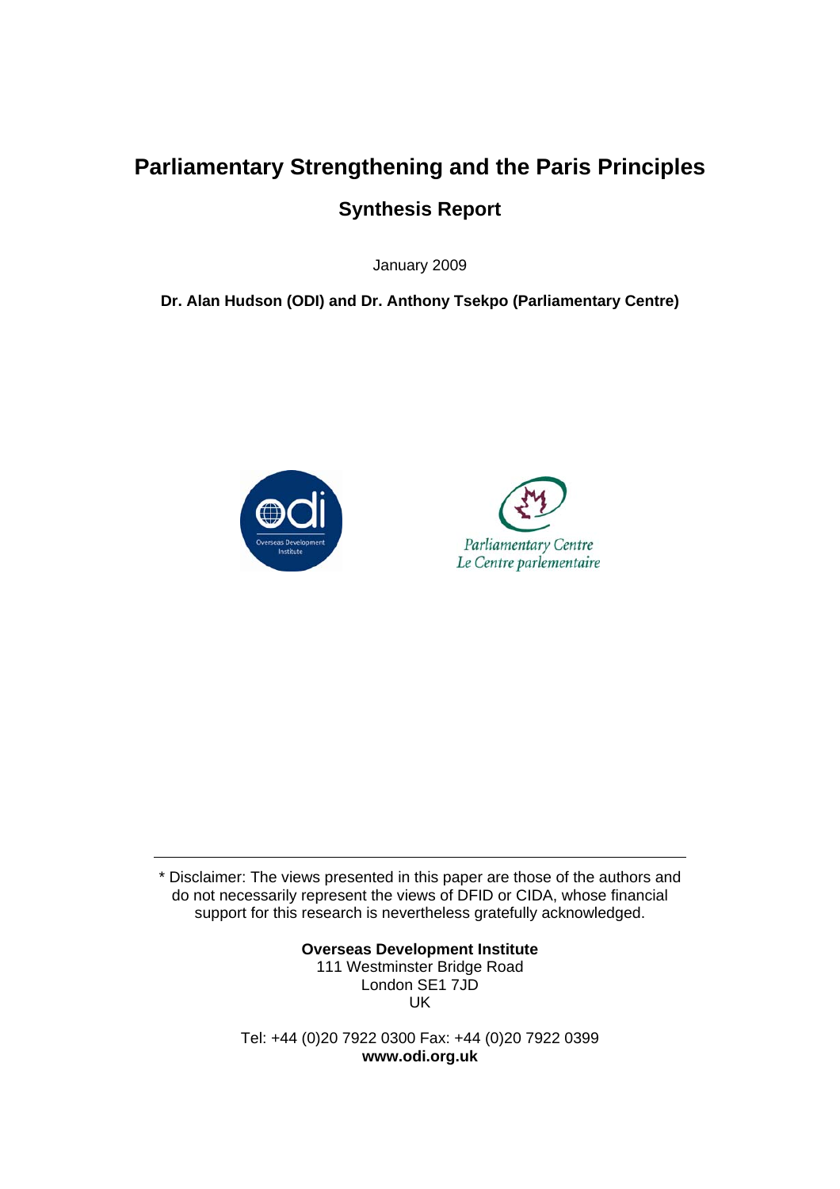# Parliamentary Strengthening and the Paris Principles

## Synthesis Report

January 2009

**Dr. Alan Hudson (ODI) and Dr. Anthony Tsekpo (Parliamentary Centre)**

---

\* Disclaimer: The views presented in this paper are those of the authors and do not necessarily represent the views of DFID or CIDA, whose financial support for this research is nevertheless gratefully acknowledged.

**Overseas Development Institute**
111 Westminster Bridge Road
London SE1 7JD
UK

Tel: +44 (0)20 7922 0300 Fax: +44 (0)20 7922 0399
**www.odi.org.uk**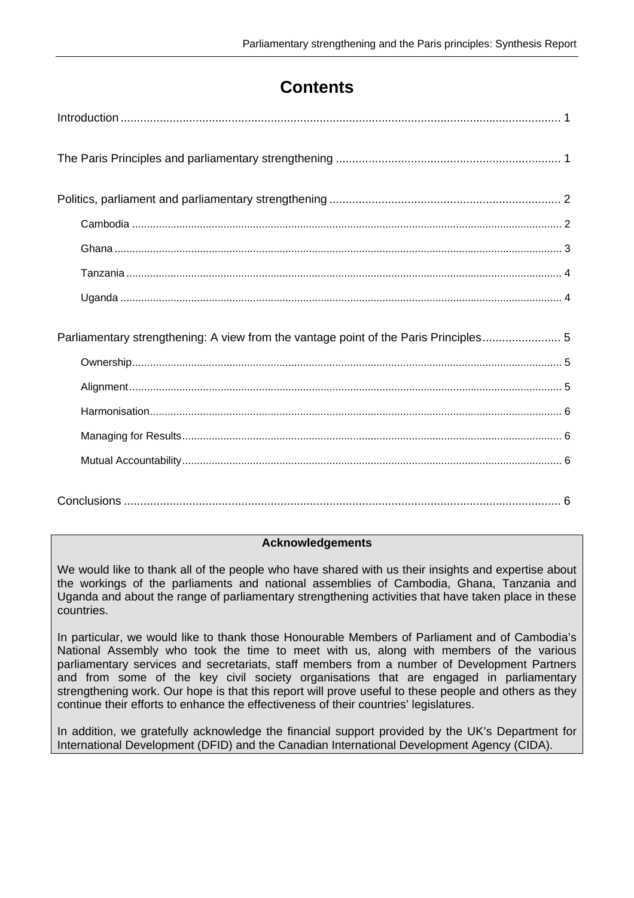# Contents

Introduction ........................................................................................................................ 1

The Paris Principles and parliamentary strengthening ..................................................................... 1

Politics, parliament and parliamentary strengthening ....................................................................... 2

- Cambodia ........................................................................................................................ 2
- Ghana ............................................................................................................................. 3
- Tanzania .......................................................................................................................... 4
- Uganda ............................................................................................................................ 4

Parliamentary strengthening: A view from the vantage point of the Paris Principles ........................ 5

- Ownership ........................................................................................................................ 5
- Alignment ......................................................................................................................... 5
- Harmonisation ................................................................................................................... 6
- Managing for Results ........................................................................................................ 6
- Mutual Accountability ........................................................................................................ 6

Conclusions ........................................................................................................................ 6

**Acknowledgements**

We would like to thank all of the people who have shared with us their insights and expertise about the workings of the parliaments and national assemblies of Cambodia, Ghana, Tanzania and Uganda and about the range of parliamentary strengthening activities that have taken place in these countries.

In particular, we would like to thank those Honourable Members of Parliament and of Cambodia's National Assembly who took the time to meet with us, along with members of the various parliamentary services and secretariats, staff members from a number of Development Partners and from some of the key civil society organisations that are engaged in parliamentary strengthening work. Our hope is that this report will prove useful to these people and others as they continue their efforts to enhance the effectiveness of their countries' legislatures.

In addition, we gratefully acknowledge the financial support provided by the UK's Department for International Development (DFID) and the Canadian International Development Agency (CIDA).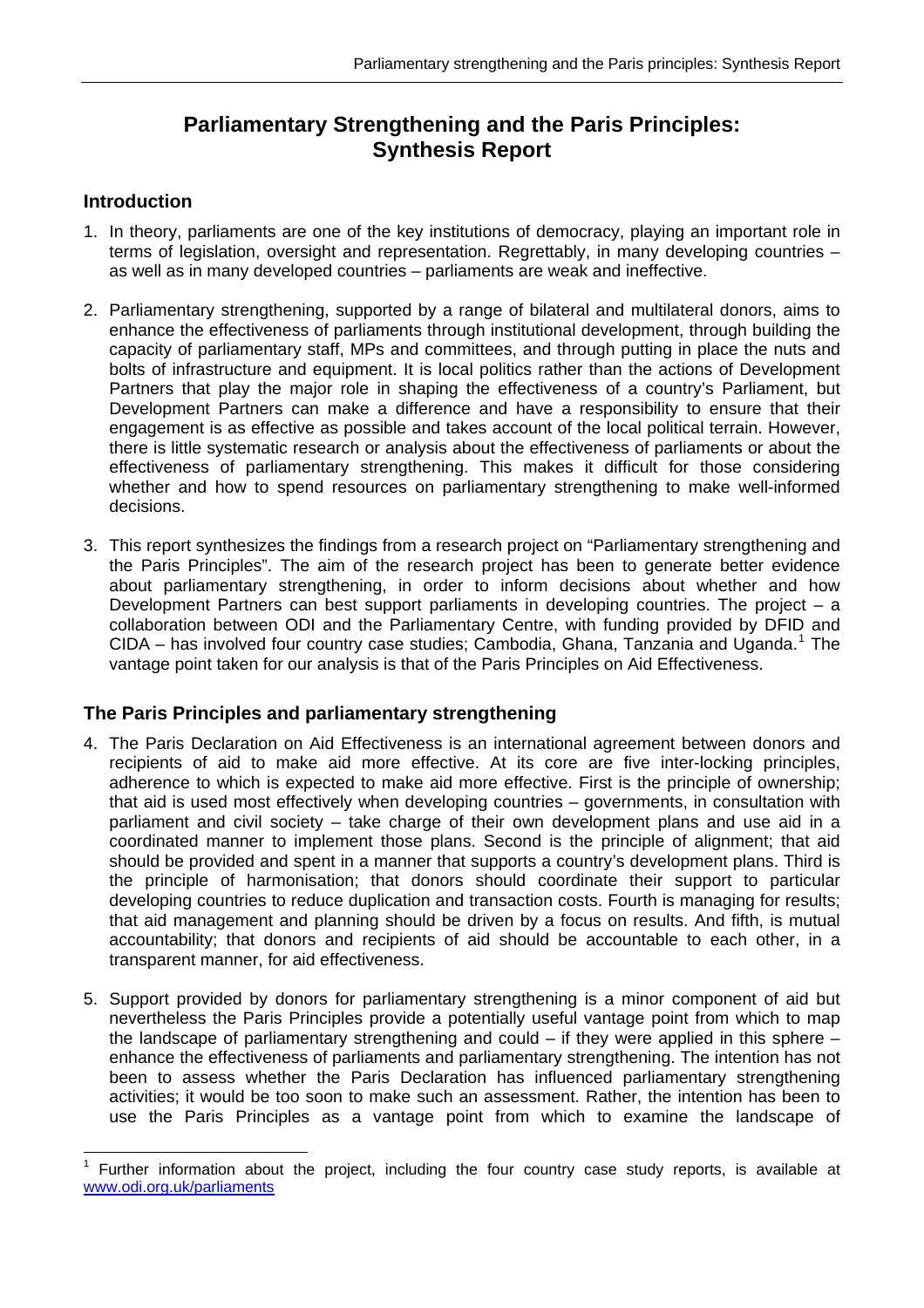# Parliamentary Strengthening and the Paris Principles: Synthesis Report

## Introduction

1. In theory, parliaments are one of the key institutions of democracy, playing an important role in terms of legislation, oversight and representation. Regrettably, in many developing countries – as well as in many developed countries – parliaments are weak and ineffective.

2. Parliamentary strengthening, supported by a range of bilateral and multilateral donors, aims to enhance the effectiveness of parliaments through institutional development, through building the capacity of parliamentary staff, MPs and committees, and through putting in place the nuts and bolts of infrastructure and equipment. It is local politics rather than the actions of Development Partners that play the major role in shaping the effectiveness of a country's Parliament, but Development Partners can make a difference and have a responsibility to ensure that their engagement is as effective as possible and takes account of the local political terrain. However, there is little systematic research or analysis about the effectiveness of parliaments or about the effectiveness of parliamentary strengthening. This makes it difficult for those considering whether and how to spend resources on parliamentary strengthening to make well-informed decisions.

3. This report synthesizes the findings from a research project on "Parliamentary strengthening and the Paris Principles". The aim of the research project has been to generate better evidence about parliamentary strengthening, in order to inform decisions about whether and how Development Partners can best support parliaments in developing countries. The project – a collaboration between ODI and the Parliamentary Centre, with funding provided by DFID and CIDA – has involved four country case studies; Cambodia, Ghana, Tanzania and Uganda.[1] The vantage point taken for our analysis is that of the Paris Principles on Aid Effectiveness.

## The Paris Principles and parliamentary strengthening

4. The Paris Declaration on Aid Effectiveness is an international agreement between donors and recipients of aid to make aid more effective. At its core are five inter-locking principles, adherence to which is expected to make aid more effective. First is the principle of ownership; that aid is used most effectively when developing countries – governments, in consultation with parliament and civil society – take charge of their own development plans and use aid in a coordinated manner to implement those plans. Second is the principle of alignment; that aid should be provided and spent in a manner that supports a country's development plans. Third is the principle of harmonisation; that donors should coordinate their support to particular developing countries to reduce duplication and transaction costs. Fourth is managing for results; that aid management and planning should be driven by a focus on results. And fifth, is mutual accountability; that donors and recipients of aid should be accountable to each other, in a transparent manner, for aid effectiveness.

5. Support provided by donors for parliamentary strengthening is a minor component of aid but nevertheless the Paris Principles provide a potentially useful vantage point from which to map the landscape of parliamentary strengthening and could – if they were applied in this sphere – enhance the effectiveness of parliaments and parliamentary strengthening. The intention has not been to assess whether the Paris Declaration has influenced parliamentary strengthening activities; it would be too soon to make such an assessment. Rather, the intention has been to use the Paris Principles as a vantage point from which to examine the landscape of

[1] Further information about the project, including the four country case study reports, is available at www.odi.org.uk/parliaments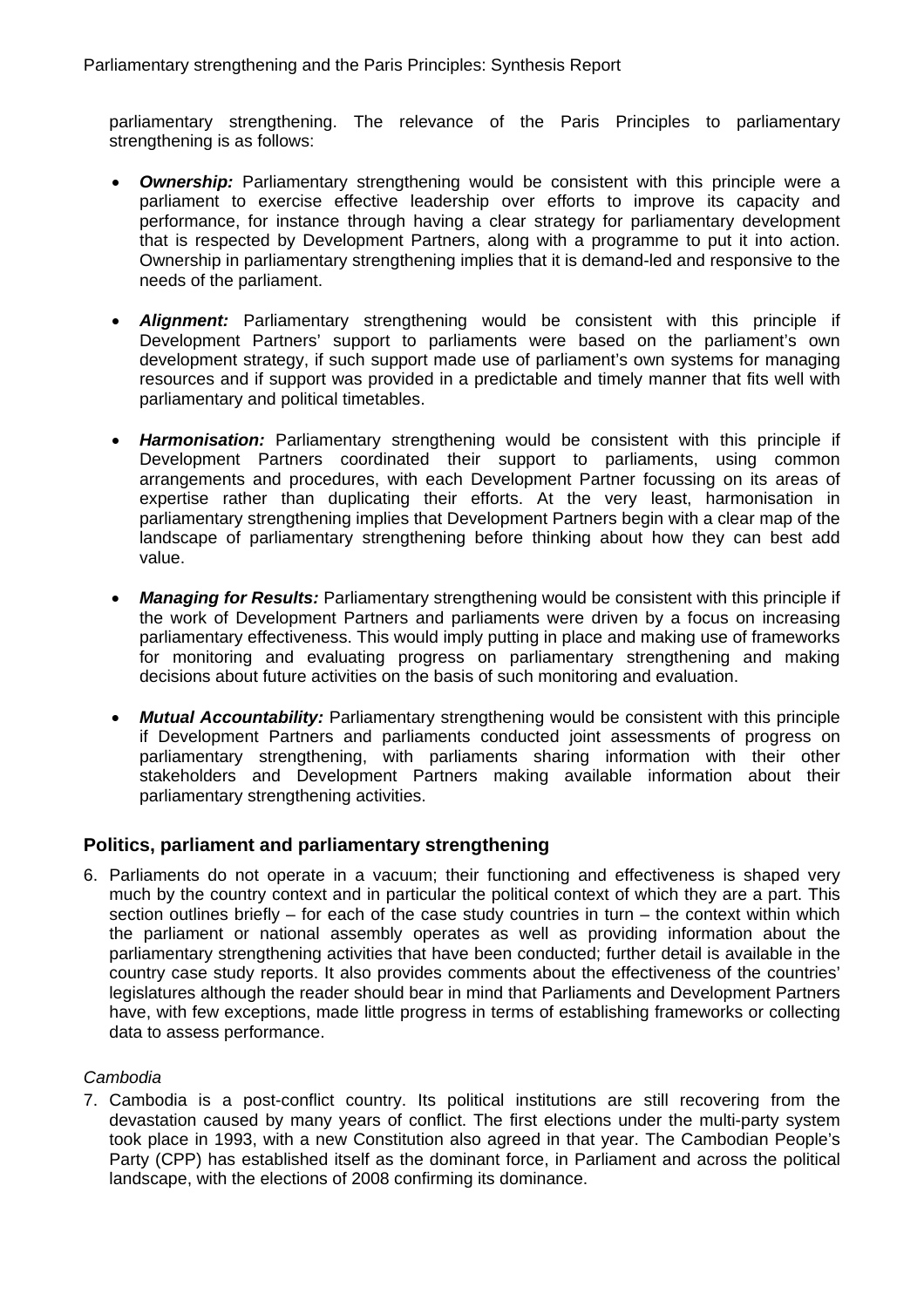parliamentary strengthening. The relevance of the Paris Principles to parliamentary strengthening is as follows:

- ***Ownership:*** Parliamentary strengthening would be consistent with this principle were a parliament to exercise effective leadership over efforts to improve its capacity and performance, for instance through having a clear strategy for parliamentary development that is respected by Development Partners, along with a programme to put it into action. Ownership in parliamentary strengthening implies that it is demand-led and responsive to the needs of the parliament.

- ***Alignment:*** Parliamentary strengthening would be consistent with this principle if Development Partners' support to parliaments were based on the parliament's own development strategy, if such support made use of parliament's own systems for managing resources and if support was provided in a predictable and timely manner that fits well with parliamentary and political timetables.

- ***Harmonisation:*** Parliamentary strengthening would be consistent with this principle if Development Partners coordinated their support to parliaments, using common arrangements and procedures, with each Development Partner focussing on its areas of expertise rather than duplicating their efforts. At the very least, harmonisation in parliamentary strengthening implies that Development Partners begin with a clear map of the landscape of parliamentary strengthening before thinking about how they can best add value.

- ***Managing for Results:*** Parliamentary strengthening would be consistent with this principle if the work of Development Partners and parliaments were driven by a focus on increasing parliamentary effectiveness. This would imply putting in place and making use of frameworks for monitoring and evaluating progress on parliamentary strengthening and making decisions about future activities on the basis of such monitoring and evaluation.

- ***Mutual Accountability:*** Parliamentary strengthening would be consistent with this principle if Development Partners and parliaments conducted joint assessments of progress on parliamentary strengthening, with parliaments sharing information with their other stakeholders and Development Partners making available information about their parliamentary strengthening activities.

## Politics, parliament and parliamentary strengthening

6. Parliaments do not operate in a vacuum; their functioning and effectiveness is shaped very much by the country context and in particular the political context of which they are a part. This section outlines briefly – for each of the case study countries in turn – the context within which the parliament or national assembly operates as well as providing information about the parliamentary strengthening activities that have been conducted; further detail is available in the country case study reports. It also provides comments about the effectiveness of the countries' legislatures although the reader should bear in mind that Parliaments and Development Partners have, with few exceptions, made little progress in terms of establishing frameworks or collecting data to assess performance.

*Cambodia*

7. Cambodia is a post-conflict country. Its political institutions are still recovering from the devastation caused by many years of conflict. The first elections under the multi-party system took place in 1993, with a new Constitution also agreed in that year. The Cambodian People's Party (CPP) has established itself as the dominant force, in Parliament and across the political landscape, with the elections of 2008 confirming its dominance.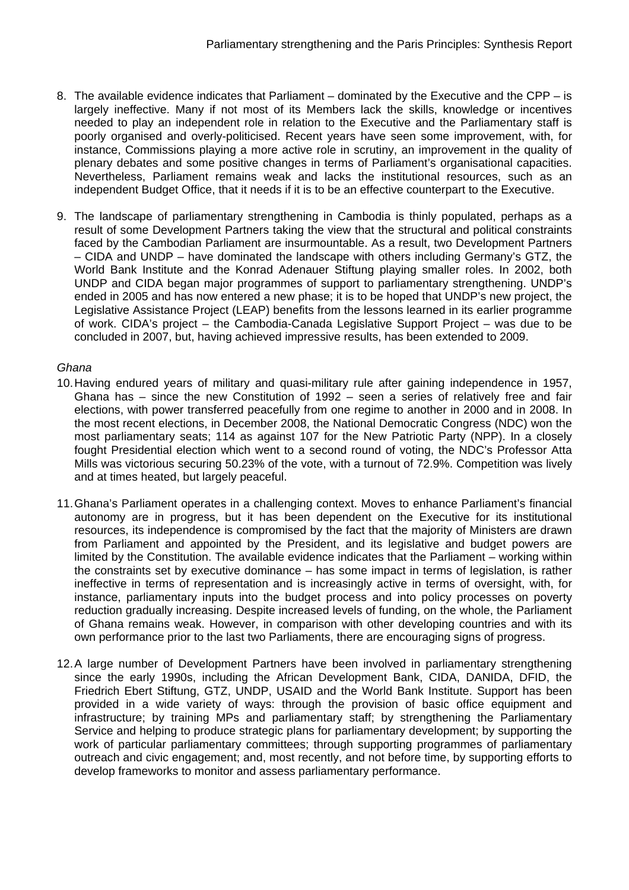8. The available evidence indicates that Parliament – dominated by the Executive and the CPP – is largely ineffective. Many if not most of its Members lack the skills, knowledge or incentives needed to play an independent role in relation to the Executive and the Parliamentary staff is poorly organised and overly-politicised. Recent years have seen some improvement, with, for instance, Commissions playing a more active role in scrutiny, an improvement in the quality of plenary debates and some positive changes in terms of Parliament's organisational capacities. Nevertheless, Parliament remains weak and lacks the institutional resources, such as an independent Budget Office, that it needs if it is to be an effective counterpart to the Executive.

9. The landscape of parliamentary strengthening in Cambodia is thinly populated, perhaps as a result of some Development Partners taking the view that the structural and political constraints faced by the Cambodian Parliament are insurmountable. As a result, two Development Partners – CIDA and UNDP – have dominated the landscape with others including Germany's GTZ, the World Bank Institute and the Konrad Adenauer Stiftung playing smaller roles. In 2002, both UNDP and CIDA began major programmes of support to parliamentary strengthening. UNDP's ended in 2005 and has now entered a new phase; it is to be hoped that UNDP's new project, the Legislative Assistance Project (LEAP) benefits from the lessons learned in its earlier programme of work. CIDA's project – the Cambodia-Canada Legislative Support Project – was due to be concluded in 2007, but, having achieved impressive results, has been extended to 2009.

*Ghana*

10. Having endured years of military and quasi-military rule after gaining independence in 1957, Ghana has – since the new Constitution of 1992 – seen a series of relatively free and fair elections, with power transferred peacefully from one regime to another in 2000 and in 2008. In the most recent elections, in December 2008, the National Democratic Congress (NDC) won the most parliamentary seats; 114 as against 107 for the New Patriotic Party (NPP). In a closely fought Presidential election which went to a second round of voting, the NDC's Professor Atta Mills was victorious securing 50.23% of the vote, with a turnout of 72.9%. Competition was lively and at times heated, but largely peaceful.

11. Ghana's Parliament operates in a challenging context. Moves to enhance Parliament's financial autonomy are in progress, but it has been dependent on the Executive for its institutional resources, its independence is compromised by the fact that the majority of Ministers are drawn from Parliament and appointed by the President, and its legislative and budget powers are limited by the Constitution. The available evidence indicates that the Parliament – working within the constraints set by executive dominance – has some impact in terms of legislation, is rather ineffective in terms of representation and is increasingly active in terms of oversight, with, for instance, parliamentary inputs into the budget process and into policy processes on poverty reduction gradually increasing. Despite increased levels of funding, on the whole, the Parliament of Ghana remains weak. However, in comparison with other developing countries and with its own performance prior to the last two Parliaments, there are encouraging signs of progress.

12. A large number of Development Partners have been involved in parliamentary strengthening since the early 1990s, including the African Development Bank, CIDA, DANIDA, DFID, the Friedrich Ebert Stiftung, GTZ, UNDP, USAID and the World Bank Institute. Support has been provided in a wide variety of ways: through the provision of basic office equipment and infrastructure; by training MPs and parliamentary staff; by strengthening the Parliamentary Service and helping to produce strategic plans for parliamentary development; by supporting the work of particular parliamentary committees; through supporting programmes of parliamentary outreach and civic engagement; and, most recently, and not before time, by supporting efforts to develop frameworks to monitor and assess parliamentary performance.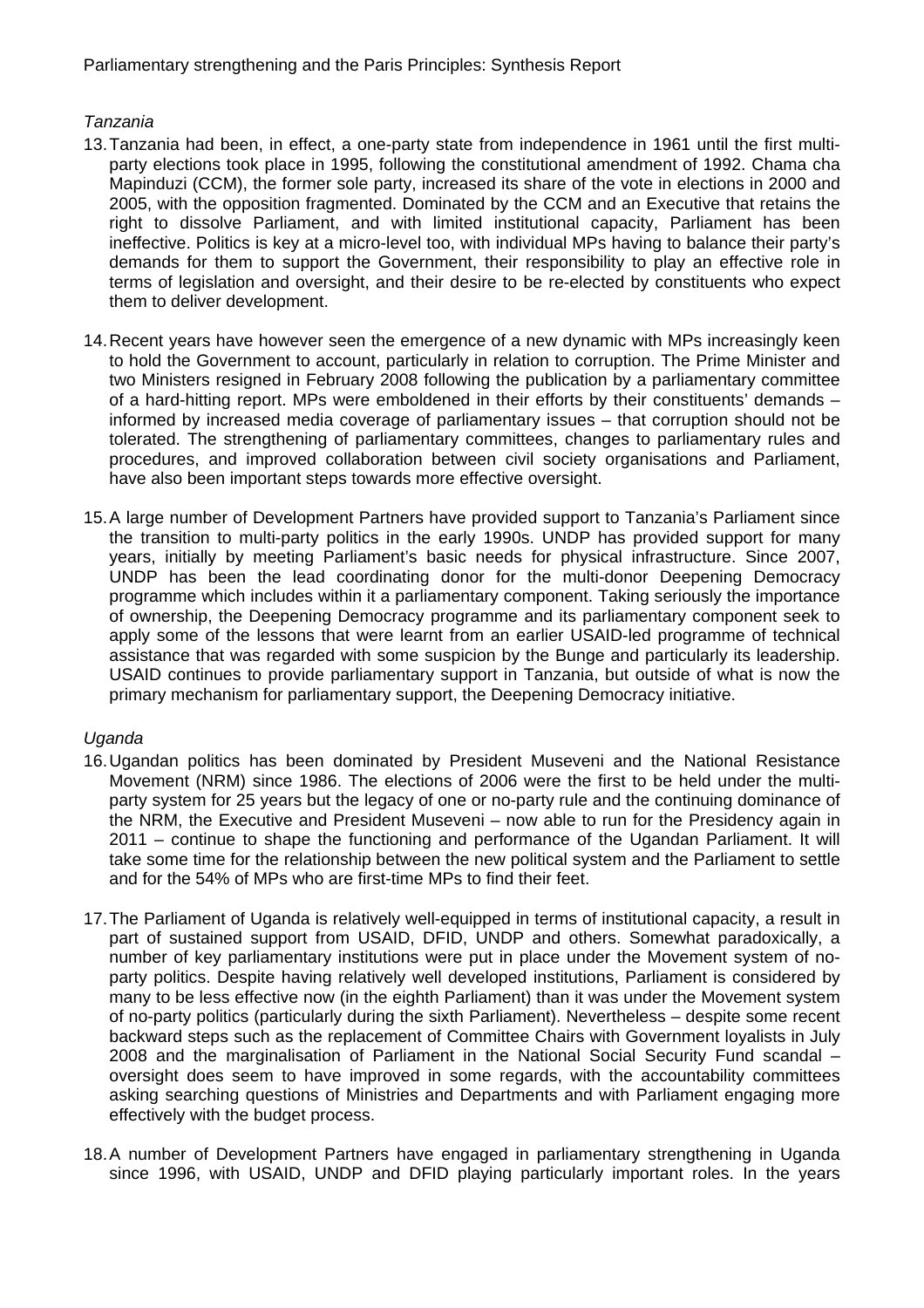*Tanzania*

13. Tanzania had been, in effect, a one-party state from independence in 1961 until the first multi-party elections took place in 1995, following the constitutional amendment of 1992. Chama cha Mapinduzi (CCM), the former sole party, increased its share of the vote in elections in 2000 and 2005, with the opposition fragmented. Dominated by the CCM and an Executive that retains the right to dissolve Parliament, and with limited institutional capacity, Parliament has been ineffective. Politics is key at a micro-level too, with individual MPs having to balance their party's demands for them to support the Government, their responsibility to play an effective role in terms of legislation and oversight, and their desire to be re-elected by constituents who expect them to deliver development.

14. Recent years have however seen the emergence of a new dynamic with MPs increasingly keen to hold the Government to account, particularly in relation to corruption. The Prime Minister and two Ministers resigned in February 2008 following the publication by a parliamentary committee of a hard-hitting report. MPs were emboldened in their efforts by their constituents' demands – informed by increased media coverage of parliamentary issues – that corruption should not be tolerated. The strengthening of parliamentary committees, changes to parliamentary rules and procedures, and improved collaboration between civil society organisations and Parliament, have also been important steps towards more effective oversight.

15. A large number of Development Partners have provided support to Tanzania's Parliament since the transition to multi-party politics in the early 1990s. UNDP has provided support for many years, initially by meeting Parliament's basic needs for physical infrastructure. Since 2007, UNDP has been the lead coordinating donor for the multi-donor Deepening Democracy programme which includes within it a parliamentary component. Taking seriously the importance of ownership, the Deepening Democracy programme and its parliamentary component seek to apply some of the lessons that were learnt from an earlier USAID-led programme of technical assistance that was regarded with some suspicion by the Bunge and particularly its leadership. USAID continues to provide parliamentary support in Tanzania, but outside of what is now the primary mechanism for parliamentary support, the Deepening Democracy initiative.

*Uganda*

16. Ugandan politics has been dominated by President Museveni and the National Resistance Movement (NRM) since 1986. The elections of 2006 were the first to be held under the multi-party system for 25 years but the legacy of one or no-party rule and the continuing dominance of the NRM, the Executive and President Museveni – now able to run for the Presidency again in 2011 – continue to shape the functioning and performance of the Ugandan Parliament. It will take some time for the relationship between the new political system and the Parliament to settle and for the 54% of MPs who are first-time MPs to find their feet.

17. The Parliament of Uganda is relatively well-equipped in terms of institutional capacity, a result in part of sustained support from USAID, DFID, UNDP and others. Somewhat paradoxically, a number of key parliamentary institutions were put in place under the Movement system of no-party politics. Despite having relatively well developed institutions, Parliament is considered by many to be less effective now (in the eighth Parliament) than it was under the Movement system of no-party politics (particularly during the sixth Parliament). Nevertheless – despite some recent backward steps such as the replacement of Committee Chairs with Government loyalists in July 2008 and the marginalisation of Parliament in the National Social Security Fund scandal – oversight does seem to have improved in some regards, with the accountability committees asking searching questions of Ministries and Departments and with Parliament engaging more effectively with the budget process.

18. A number of Development Partners have engaged in parliamentary strengthening in Uganda since 1996, with USAID, UNDP and DFID playing particularly important roles. In the years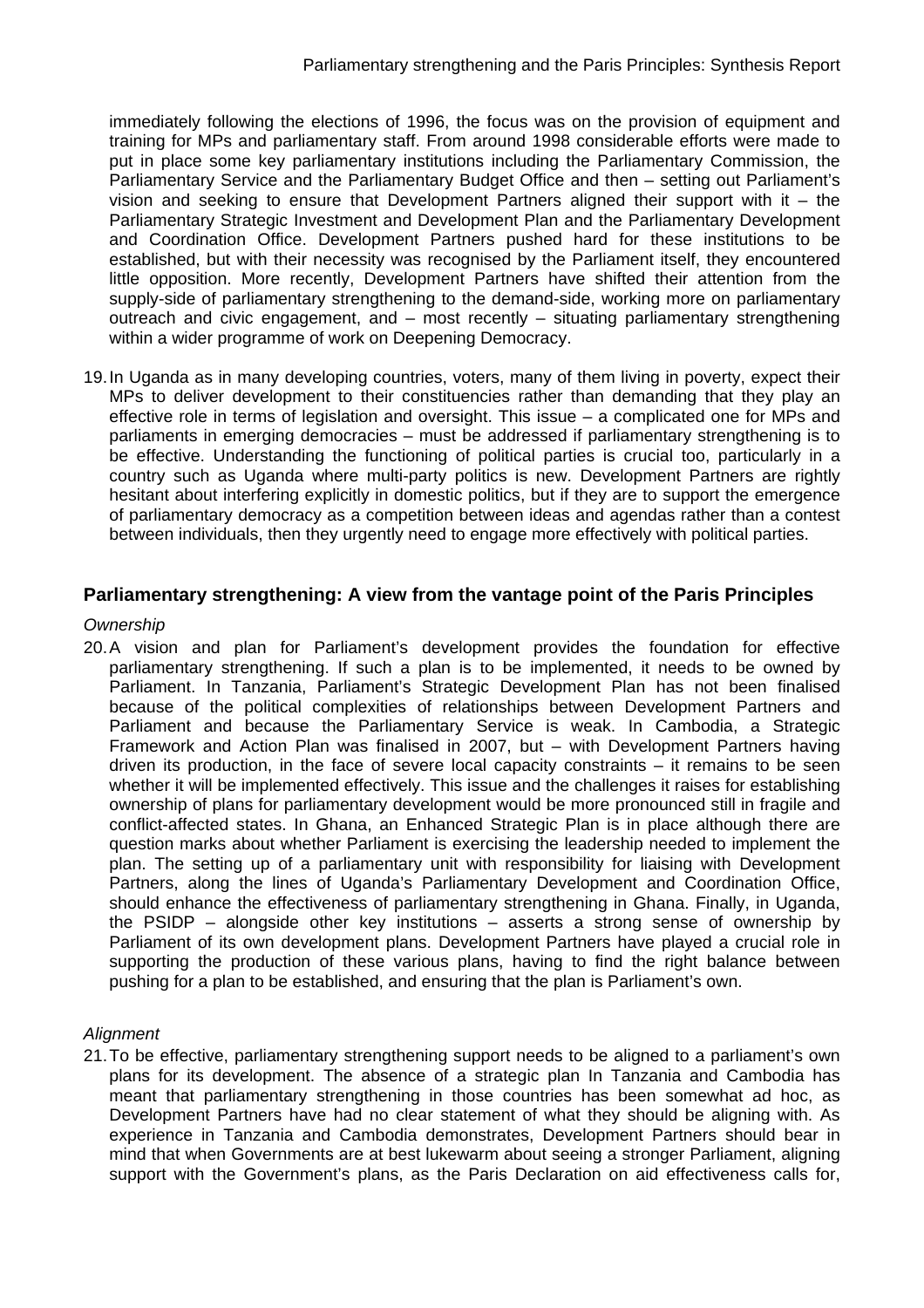immediately following the elections of 1996, the focus was on the provision of equipment and training for MPs and parliamentary staff. From around 1998 considerable efforts were made to put in place some key parliamentary institutions including the Parliamentary Commission, the Parliamentary Service and the Parliamentary Budget Office and then – setting out Parliament's vision and seeking to ensure that Development Partners aligned their support with it – the Parliamentary Strategic Investment and Development Plan and the Parliamentary Development and Coordination Office. Development Partners pushed hard for these institutions to be established, but with their necessity was recognised by the Parliament itself, they encountered little opposition. More recently, Development Partners have shifted their attention from the supply-side of parliamentary strengthening to the demand-side, working more on parliamentary outreach and civic engagement, and – most recently – situating parliamentary strengthening within a wider programme of work on Deepening Democracy.

19. In Uganda as in many developing countries, voters, many of them living in poverty, expect their MPs to deliver development to their constituencies rather than demanding that they play an effective role in terms of legislation and oversight. This issue – a complicated one for MPs and parliaments in emerging democracies – must be addressed if parliamentary strengthening is to be effective. Understanding the functioning of political parties is crucial too, particularly in a country such as Uganda where multi-party politics is new. Development Partners are rightly hesitant about interfering explicitly in domestic politics, but if they are to support the emergence of parliamentary democracy as a competition between ideas and agendas rather than a contest between individuals, then they urgently need to engage more effectively with political parties.

## Parliamentary strengthening: A view from the vantage point of the Paris Principles

*Ownership*

20. A vision and plan for Parliament's development provides the foundation for effective parliamentary strengthening. If such a plan is to be implemented, it needs to be owned by Parliament. In Tanzania, Parliament's Strategic Development Plan has not been finalised because of the political complexities of relationships between Development Partners and Parliament and because the Parliamentary Service is weak. In Cambodia, a Strategic Framework and Action Plan was finalised in 2007, but – with Development Partners having driven its production, in the face of severe local capacity constraints – it remains to be seen whether it will be implemented effectively. This issue and the challenges it raises for establishing ownership of plans for parliamentary development would be more pronounced still in fragile and conflict-affected states. In Ghana, an Enhanced Strategic Plan is in place although there are question marks about whether Parliament is exercising the leadership needed to implement the plan. The setting up of a parliamentary unit with responsibility for liaising with Development Partners, along the lines of Uganda's Parliamentary Development and Coordination Office, should enhance the effectiveness of parliamentary strengthening in Ghana. Finally, in Uganda, the PSIDP – alongside other key institutions – asserts a strong sense of ownership by Parliament of its own development plans. Development Partners have played a crucial role in supporting the production of these various plans, having to find the right balance between pushing for a plan to be established, and ensuring that the plan is Parliament's own.

*Alignment*

21. To be effective, parliamentary strengthening support needs to be aligned to a parliament's own plans for its development. The absence of a strategic plan In Tanzania and Cambodia has meant that parliamentary strengthening in those countries has been somewhat ad hoc, as Development Partners have had no clear statement of what they should be aligning with. As experience in Tanzania and Cambodia demonstrates, Development Partners should bear in mind that when Governments are at best lukewarm about seeing a stronger Parliament, aligning support with the Government's plans, as the Paris Declaration on aid effectiveness calls for,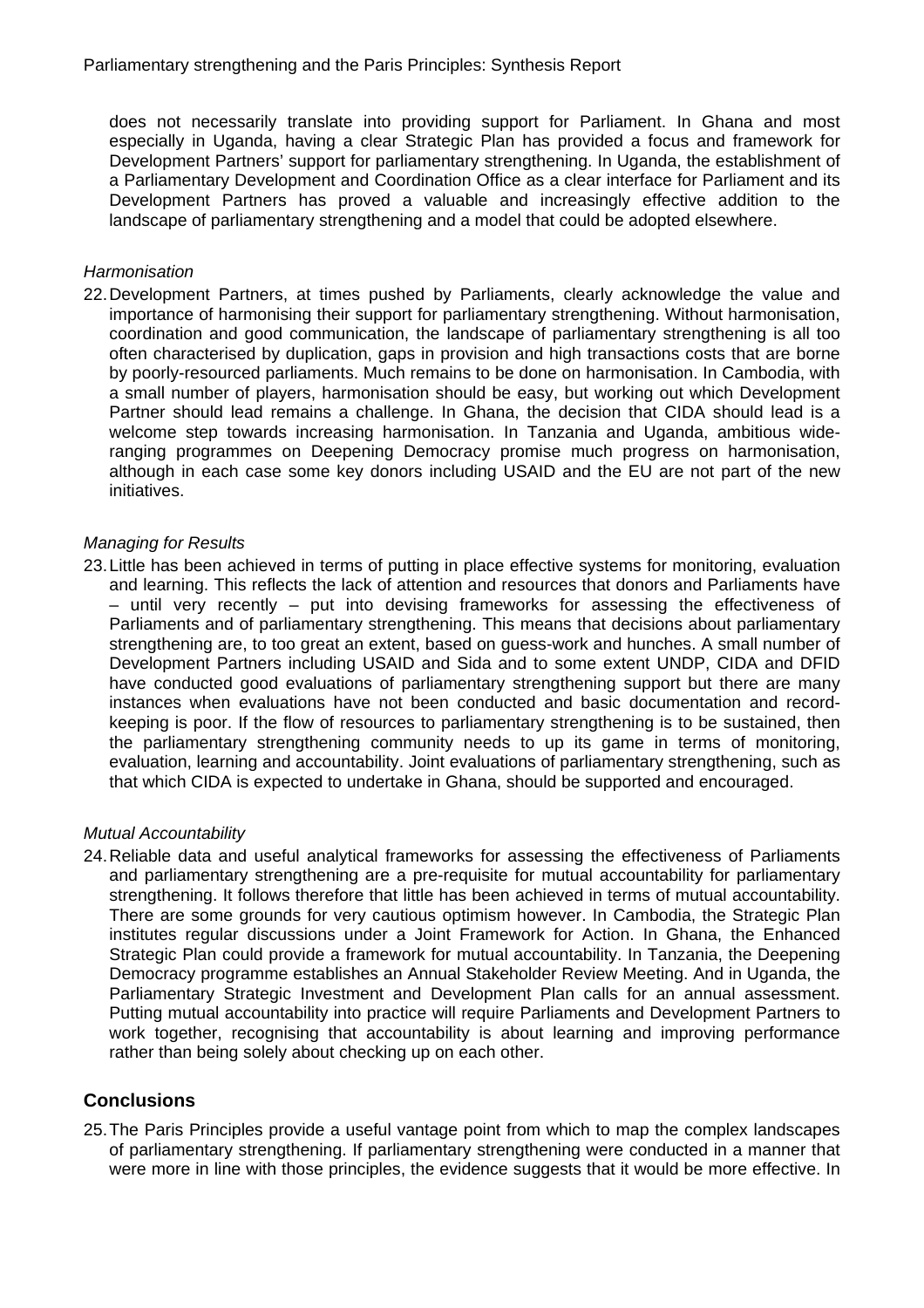does not necessarily translate into providing support for Parliament. In Ghana and most especially in Uganda, having a clear Strategic Plan has provided a focus and framework for Development Partners' support for parliamentary strengthening. In Uganda, the establishment of a Parliamentary Development and Coordination Office as a clear interface for Parliament and its Development Partners has proved a valuable and increasingly effective addition to the landscape of parliamentary strengthening and a model that could be adopted elsewhere.

*Harmonisation*

22. Development Partners, at times pushed by Parliaments, clearly acknowledge the value and importance of harmonising their support for parliamentary strengthening. Without harmonisation, coordination and good communication, the landscape of parliamentary strengthening is all too often characterised by duplication, gaps in provision and high transactions costs that are borne by poorly-resourced parliaments. Much remains to be done on harmonisation. In Cambodia, with a small number of players, harmonisation should be easy, but working out which Development Partner should lead remains a challenge. In Ghana, the decision that CIDA should lead is a welcome step towards increasing harmonisation. In Tanzania and Uganda, ambitious wide-ranging programmes on Deepening Democracy promise much progress on harmonisation, although in each case some key donors including USAID and the EU are not part of the new initiatives.

*Managing for Results*

23. Little has been achieved in terms of putting in place effective systems for monitoring, evaluation and learning. This reflects the lack of attention and resources that donors and Parliaments have – until very recently – put into devising frameworks for assessing the effectiveness of Parliaments and of parliamentary strengthening. This means that decisions about parliamentary strengthening are, to too great an extent, based on guess-work and hunches. A small number of Development Partners including USAID and Sida and to some extent UNDP, CIDA and DFID have conducted good evaluations of parliamentary strengthening support but there are many instances when evaluations have not been conducted and basic documentation and record-keeping is poor. If the flow of resources to parliamentary strengthening is to be sustained, then the parliamentary strengthening community needs to up its game in terms of monitoring, evaluation, learning and accountability. Joint evaluations of parliamentary strengthening, such as that which CIDA is expected to undertake in Ghana, should be supported and encouraged.

*Mutual Accountability*

24. Reliable data and useful analytical frameworks for assessing the effectiveness of Parliaments and parliamentary strengthening are a pre-requisite for mutual accountability for parliamentary strengthening. It follows therefore that little has been achieved in terms of mutual accountability. There are some grounds for very cautious optimism however. In Cambodia, the Strategic Plan institutes regular discussions under a Joint Framework for Action. In Ghana, the Enhanced Strategic Plan could provide a framework for mutual accountability. In Tanzania, the Deepening Democracy programme establishes an Annual Stakeholder Review Meeting. And in Uganda, the Parliamentary Strategic Investment and Development Plan calls for an annual assessment. Putting mutual accountability into practice will require Parliaments and Development Partners to work together, recognising that accountability is about learning and improving performance rather than being solely about checking up on each other.

## Conclusions

25. The Paris Principles provide a useful vantage point from which to map the complex landscapes of parliamentary strengthening. If parliamentary strengthening were conducted in a manner that were more in line with those principles, the evidence suggests that it would be more effective. In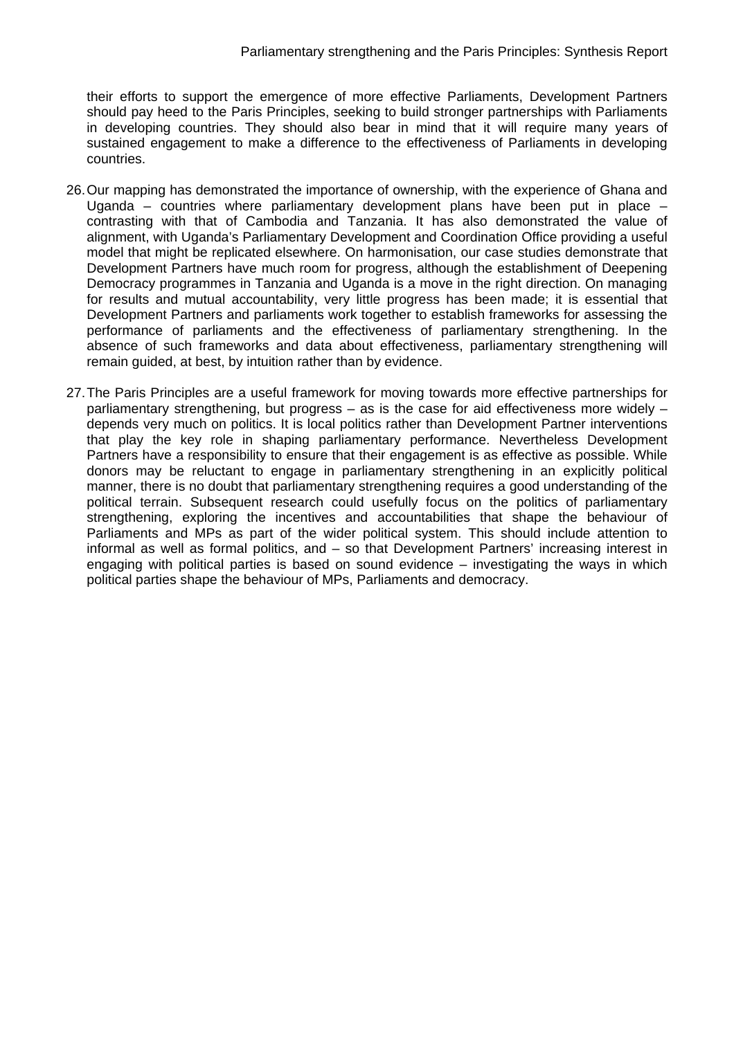their efforts to support the emergence of more effective Parliaments, Development Partners should pay heed to the Paris Principles, seeking to build stronger partnerships with Parliaments in developing countries. They should also bear in mind that it will require many years of sustained engagement to make a difference to the effectiveness of Parliaments in developing countries.

26. Our mapping has demonstrated the importance of ownership, with the experience of Ghana and Uganda – countries where parliamentary development plans have been put in place – contrasting with that of Cambodia and Tanzania. It has also demonstrated the value of alignment, with Uganda's Parliamentary Development and Coordination Office providing a useful model that might be replicated elsewhere. On harmonisation, our case studies demonstrate that Development Partners have much room for progress, although the establishment of Deepening Democracy programmes in Tanzania and Uganda is a move in the right direction. On managing for results and mutual accountability, very little progress has been made; it is essential that Development Partners and parliaments work together to establish frameworks for assessing the performance of parliaments and the effectiveness of parliamentary strengthening. In the absence of such frameworks and data about effectiveness, parliamentary strengthening will remain guided, at best, by intuition rather than by evidence.

27. The Paris Principles are a useful framework for moving towards more effective partnerships for parliamentary strengthening, but progress – as is the case for aid effectiveness more widely – depends very much on politics. It is local politics rather than Development Partner interventions that play the key role in shaping parliamentary performance. Nevertheless Development Partners have a responsibility to ensure that their engagement is as effective as possible. While donors may be reluctant to engage in parliamentary strengthening in an explicitly political manner, there is no doubt that parliamentary strengthening requires a good understanding of the political terrain. Subsequent research could usefully focus on the politics of parliamentary strengthening, exploring the incentives and accountabilities that shape the behaviour of Parliaments and MPs as part of the wider political system. This should include attention to informal as well as formal politics, and – so that Development Partners' increasing interest in engaging with political parties is based on sound evidence – investigating the ways in which political parties shape the behaviour of MPs, Parliaments and democracy.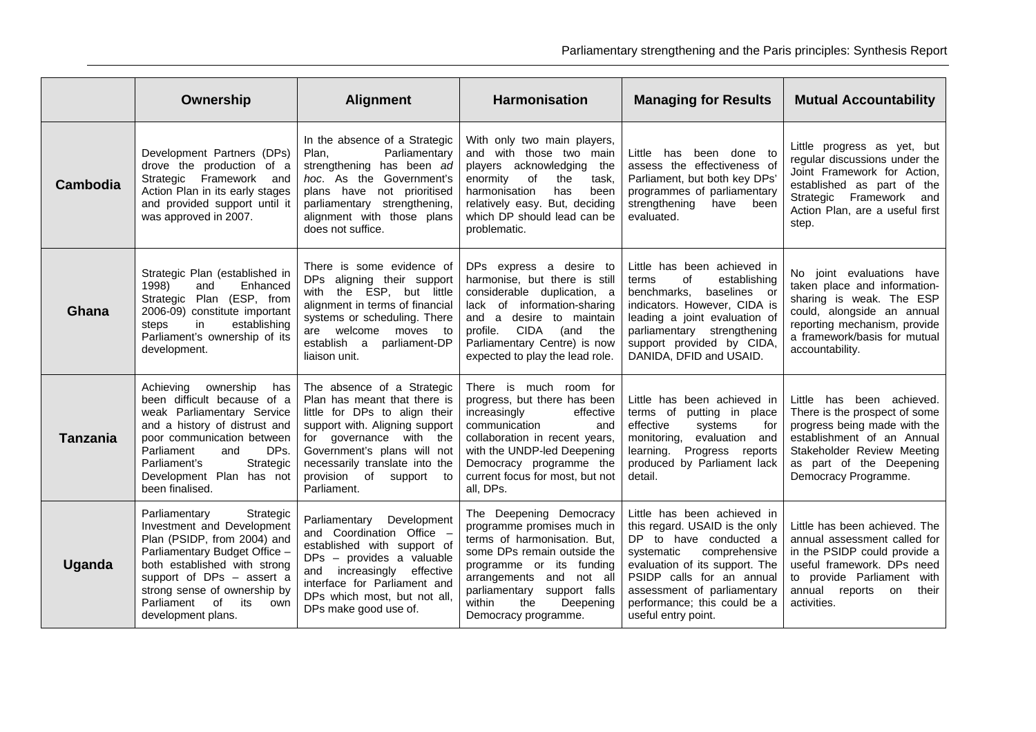| | Ownership | Alignment | Harmonisation | Managing for Results | Mutual Accountability |
|---|---|---|---|---|---|
| **Cambodia** | Development Partners (DPs) drove the production of a Strategic Framework and Action Plan in its early stages and provided support until it was approved in 2007. | In the absence of a Strategic Plan, Parliamentary strengthening has been *ad hoc*. As the Government's plans have not prioritised parliamentary strengthening, alignment with those plans does not suffice. | With only two main players, and with those two main players acknowledging the enormity of the task, harmonisation has been relatively easy. But, deciding which DP should lead can be problematic. | Little has been done to assess the effectiveness of Parliament, but both key DPs' programmes of parliamentary strengthening have been evaluated. | Little progress as yet, but regular discussions under the Joint Framework for Action, established as part of the Strategic Framework and Action Plan, are a useful first step. |
| **Ghana** | Strategic Plan (established in 1998) and Enhanced Strategic Plan (ESP, from 2006-09) constitute important steps in establishing Parliament's ownership of its development. | There is some evidence of DPs aligning their support with the ESP, but little alignment in terms of financial systems or scheduling. There are welcome moves to establish a parliament-DP liaison unit. | DPs express a desire to harmonise, but there is still considerable duplication, a lack of information-sharing and a desire to maintain profile. CIDA (and the Parliamentary Centre) is now expected to play the lead role. | Little has been achieved in terms of establishing benchmarks, baselines or indicators. However, CIDA is leading a joint evaluation of parliamentary strengthening support provided by CIDA, DANIDA, DFID and USAID. | No joint evaluations have taken place and information-sharing is weak. The ESP could, alongside an annual reporting mechanism, provide a framework/basis for mutual accountability. |
| **Tanzania** | Achieving ownership has been difficult because of a weak Parliamentary Service and a history of distrust and poor communication between Parliament and DPs. Parliament's Strategic Development Plan has not been finalised. | The absence of a Strategic Plan has meant that there is little for DPs to align their support with. Aligning support for governance with the Government's plans will not necessarily translate into the provision of support to Parliament. | There is much room for progress, but there has been increasingly effective communication and collaboration in recent years, with the UNDP-led Deepening Democracy programme the current focus for most, but not all, DPs. | Little has been achieved in terms of putting in place effective systems for monitoring, evaluation and learning. Progress reports produced by Parliament lack detail. | Little has been achieved. There is the prospect of some progress being made with the establishment of an Annual Stakeholder Review Meeting as part of the Deepening Democracy Programme. |
| **Uganda** | Parliamentary Strategic Investment and Development Plan (PSIDP, from 2004) and Parliamentary Budget Office – both established with strong support of DPs – assert a strong sense of ownership by Parliament of its own development plans. | Parliamentary Development and Coordination Office – established with support of DPs – provides a valuable and increasingly effective interface for Parliament and DPs which most, but not all, DPs make good use of. | The Deepening Democracy programme promises much in terms of harmonisation. But, some DPs remain outside the programme or its funding arrangements and not all parliamentary support falls within the Deepening Democracy programme. | Little has been achieved in this regard. USAID is the only DP to have conducted a systematic comprehensive evaluation of its support. The PSIDP calls for an annual assessment of parliamentary performance; this could be a useful entry point. | Little has been achieved. The annual assessment called for in the PSIDP could provide a useful framework. DPs need to provide Parliament with annual reports on their activities. |